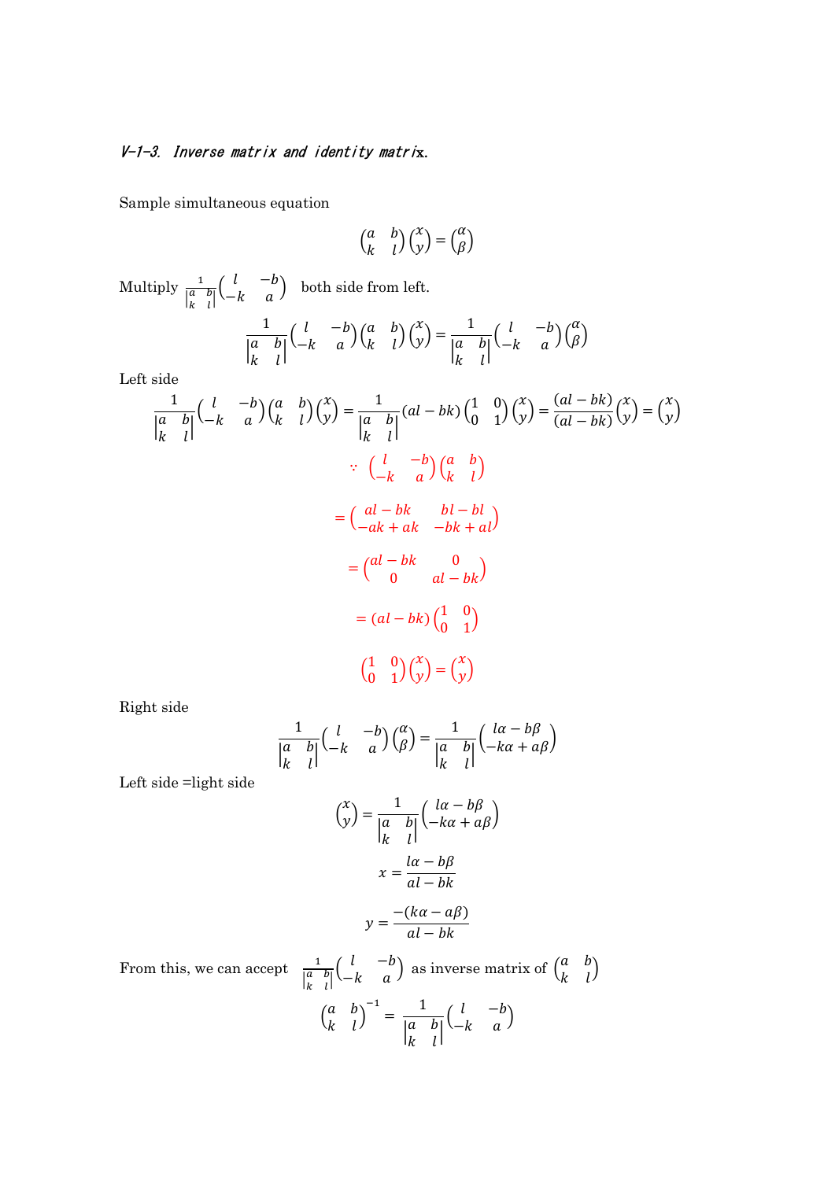### *V-1-3. Inverse matrix and identity matrix.*

Sample simultaneous equation

$$\begin{pmatrix} a & b \\ k & l \end{pmatrix}\begin{pmatrix} x \\ y \end{pmatrix} = \begin{pmatrix} \alpha \\ \beta \end{pmatrix}$$

Multiply $\frac{1}{\begin{vmatrix} a & b \\ k & l \end{vmatrix}}\begin{pmatrix} l & -b \\ -k & a \end{pmatrix}$ both side from left.

$$\frac{1}{\begin{vmatrix} a & b \\ k & l \end{vmatrix}}\begin{pmatrix} l & -b \\ -k & a \end{pmatrix}\begin{pmatrix} a & b \\ k & l \end{pmatrix}\begin{pmatrix} x \\ y \end{pmatrix} = \frac{1}{\begin{vmatrix} a & b \\ k & l \end{vmatrix}}\begin{pmatrix} l & -b \\ -k & a \end{pmatrix}\begin{pmatrix} \alpha \\ \beta \end{pmatrix}$$

Left side

$$\frac{1}{\begin{vmatrix} a & b \\ k & l \end{vmatrix}}\begin{pmatrix} l & -b \\ -k & a \end{pmatrix}\begin{pmatrix} a & b \\ k & l \end{pmatrix}\begin{pmatrix} x \\ y \end{pmatrix} = \frac{1}{\begin{vmatrix} a & b \\ k & l \end{vmatrix}}(al - bk)\begin{pmatrix} 1 & 0 \\ 0 & 1 \end{pmatrix}\begin{pmatrix} x \\ y \end{pmatrix} = \frac{(al - bk)}{(al - bk)}\begin{pmatrix} x \\ y \end{pmatrix} = \begin{pmatrix} x \\ y \end{pmatrix}$$

$$\because \begin{pmatrix} l & -b \\ -k & a \end{pmatrix}\begin{pmatrix} a & b \\ k & l \end{pmatrix}$$

$$= \begin{pmatrix} al - bk & bl - bl \\ -ak + ak & -bk + al \end{pmatrix}$$

$$= \begin{pmatrix} al - bk & 0 \\ 0 & al - bk \end{pmatrix}$$

$$= (al - bk)\begin{pmatrix} 1 & 0 \\ 0 & 1 \end{pmatrix}$$

$$\begin{pmatrix} 1 & 0 \\ 0 & 1 \end{pmatrix}\begin{pmatrix} x \\ y \end{pmatrix} = \begin{pmatrix} x \\ y \end{pmatrix}$$

Right side

$$\frac{1}{\begin{vmatrix} a & b \\ k & l \end{vmatrix}}\begin{pmatrix} l & -b \\ -k & a \end{pmatrix}\begin{pmatrix} \alpha \\ \beta \end{pmatrix} = \frac{1}{\begin{vmatrix} a & b \\ k & l \end{vmatrix}}\begin{pmatrix} l\alpha - b\beta \\ -k\alpha + a\beta \end{pmatrix}$$

Left side =light side

$$\begin{pmatrix} x \\ y \end{pmatrix} = \frac{1}{\begin{vmatrix} a & b \\ k & l \end{vmatrix}}\begin{pmatrix} l\alpha - b\beta \\ -k\alpha + a\beta \end{pmatrix}$$

$$x = \frac{l\alpha - b\beta}{al - bk}$$

$$y = \frac{-(k\alpha - a\beta)}{al - bk}$$

From this, we can accept $\frac{1}{\begin{vmatrix} a & b \\ k & l \end{vmatrix}}\begin{pmatrix} l & -b \\ -k & a \end{pmatrix}$ as inverse matrix of $\begin{pmatrix} a & b \\ k & l \end{pmatrix}$

$$\begin{pmatrix} a & b \\ k & l \end{pmatrix}^{-1} = \frac{1}{\begin{vmatrix} a & b \\ k & l \end{vmatrix}}\begin{pmatrix} l & -b \\ -k & a \end{pmatrix}$$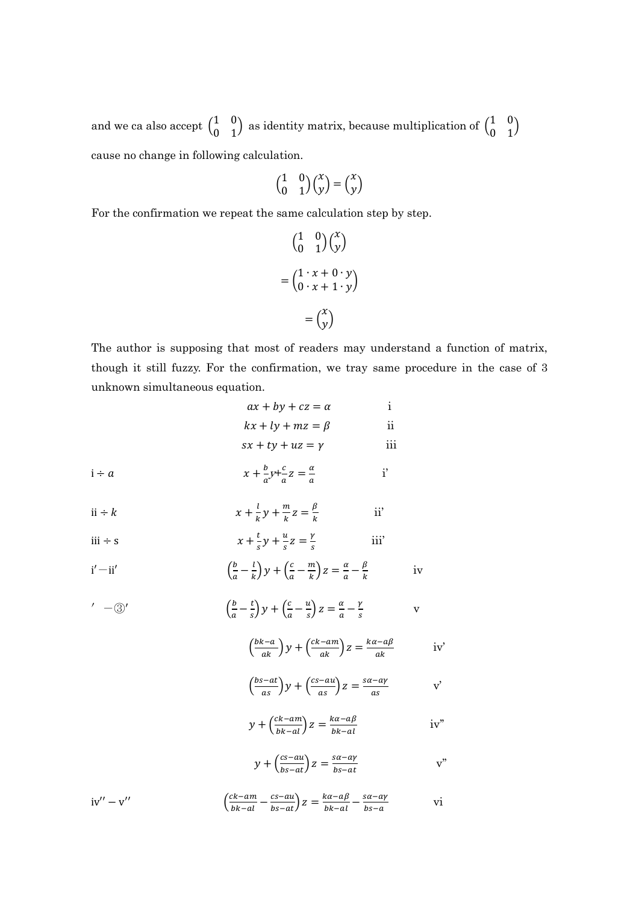and we ca also accept $\begin{pmatrix} 1 & 0 \\ 0 & 1 \end{pmatrix}$ as identity matrix, because multiplication of $\begin{pmatrix} 1 & 0 \\ 0 & 1 \end{pmatrix}$ cause no change in following calculation.

$$\begin{pmatrix} 1 & 0 \\ 0 & 1 \end{pmatrix}\begin{pmatrix} x \\ y \end{pmatrix} = \begin{pmatrix} x \\ y \end{pmatrix}$$

For the confirmation we repeat the same calculation step by step.

$$\begin{pmatrix} 1 & 0 \\ 0 & 1 \end{pmatrix}\begin{pmatrix} x \\ y \end{pmatrix}$$

$$= \begin{pmatrix} 1 \cdot x + 0 \cdot y \\ 0 \cdot x + 1 \cdot y \end{pmatrix}$$

$$= \begin{pmatrix} x \\ y \end{pmatrix}$$

The author is supposing that most of readers may understand a function of matrix, though it still fuzzy. For the confirmation, we tray same procedure in the case of 3 unknown simultaneous equation.

$$ax + by + cz = \alpha \qquad \text{i}$$

$$kx + ly + mz = \beta \qquad \text{ii}$$

$$sx + ty + uz = \gamma \qquad \text{iii}$$

i $\div a$ $\qquad x + \frac{b}{a}y + \frac{c}{a}z = \frac{\alpha}{a} \qquad$ i'

ii $\div k$ $\qquad x + \frac{l}{k}y + \frac{m}{k}z = \frac{\beta}{k} \qquad$ ii'

iii $\div$ s $\qquad x + \frac{t}{s}y + \frac{u}{s}z = \frac{\gamma}{s} \qquad$ iii'

i' − ii' $\qquad \left(\frac{b}{a} - \frac{l}{k}\right)y + \left(\frac{c}{a} - \frac{m}{k}\right)z = \frac{\alpha}{a} - \frac{\beta}{k} \qquad$ iv

′ −③′ $\qquad \left(\frac{b}{a} - \frac{t}{s}\right)y + \left(\frac{c}{a} - \frac{u}{s}\right)z = \frac{\alpha}{a} - \frac{\gamma}{s} \qquad$ v

$$\left(\frac{bk-a}{ak}\right)y + \left(\frac{ck-am}{ak}\right)z = \frac{k\alpha - a\beta}{ak} \qquad \text{iv'}$$

$$\left(\frac{bs-at}{as}\right)y + \left(\frac{cs-au}{as}\right)z = \frac{s\alpha - a\gamma}{as} \qquad \text{v'}$$

$$y + \left(\frac{ck-am}{bk-al}\right)z = \frac{k\alpha - a\beta}{bk-al} \qquad \text{iv''}$$

$$y + \left(\frac{cs-au}{bs-at}\right)z = \frac{s\alpha - a\gamma}{bs-at} \qquad \text{v''}$$

iv'' − v'' $\qquad \left(\frac{ck-am}{bk-al} - \frac{cs-au}{bs-at}\right)z = \frac{k\alpha - a\beta}{bk-al} - \frac{s\alpha - a\gamma}{bs-a} \qquad$ vi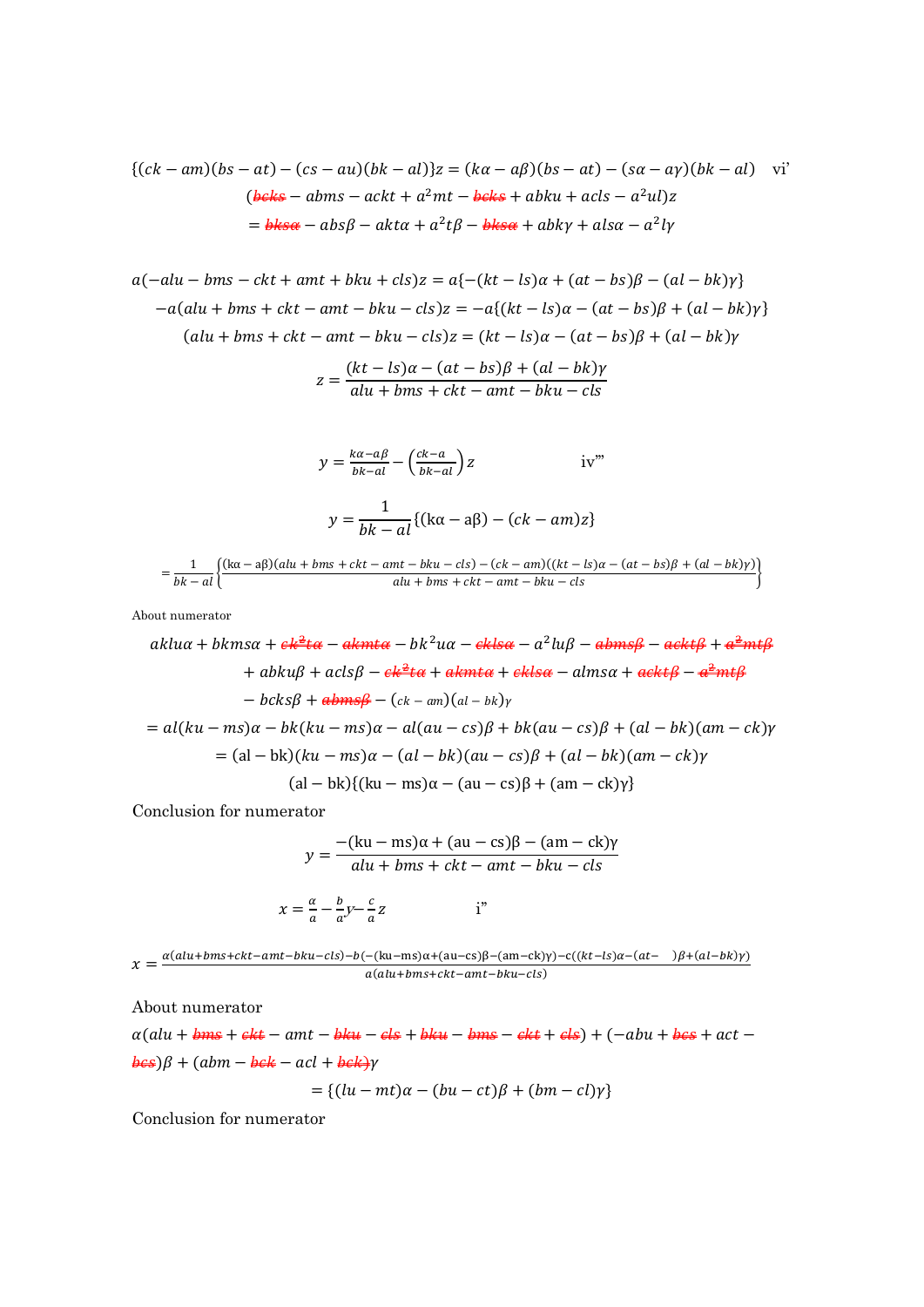$$\{(ck - am)(bs - at) - (cs - au)(bk - al)\}z = (k\alpha - a\beta)(bs - at) - (s\alpha - a\gamma)(bk - al) \quad \text{vi'}$$

$$(\cancel{bcks} - abms - ackt + a^2mt - \cancel{bcks} + abku + acls - a^2ul)z$$

$$= \cancel{bks\alpha} - abs\beta - akt\alpha + a^2t\beta - \cancel{bks\alpha} + abk\gamma + als\alpha - a^2l\gamma$$

$$a(-alu - bms - ckt + amt + bku + cls)z = a\{-(kt - ls)\alpha + (at - bs)\beta - (al - bk)\gamma\}$$

$$-a(alu + bms + ckt - amt - bku - cls)z = -a\{(kt - ls)\alpha - (at - bs)\beta + (al - bk)\gamma\}$$

$$(alu + bms + ckt - amt - bku - cls)z = (kt - ls)\alpha - (at - bs)\beta + (al - bk)\gamma$$

$$z = \frac{(kt - ls)\alpha - (at - bs)\beta + (al - bk)\gamma}{alu + bms + ckt - amt - bku - cls}$$

$$y = \frac{k\alpha - a\beta}{bk - al} - \left(\frac{ck - a}{bk - al}\right)z \quad \text{iv'''}$$

$$y = \frac{1}{bk - al}\{(k\alpha - a\beta) - (ck - am)z\}$$

$$= \frac{1}{bk - al}\left\{\frac{(k\alpha - a\beta)(alu + bms + ckt - amt - bku - cls) - (ck - am)((kt - ls)\alpha - (at - bs)\beta + (al - bk)\gamma)}{alu + bms + ckt - amt - bku - cls}\right\}$$

About numerator

$$aklu\alpha + bkms\alpha + \cancel{ck^2t\alpha} - \cancel{akmt\alpha} - bk^2u\alpha - \cancel{ckls\alpha} - a^2lu\beta - \cancel{abms\beta} - \cancel{ackt\beta} + \cancel{a^2mt\beta}$$

$$+ abku\beta + acls\beta - \cancel{ck^2t\alpha} + \cancel{akmt\alpha} + \cancel{ckls\alpha} - alms\alpha + \cancel{ackt\beta} - \cancel{a^2mt\beta}$$

$$- bcks\beta + \cancel{abms\beta} - (ck - am)(al - bk)\gamma$$

$$= al(ku - ms)\alpha - bk(ku - ms)\alpha - al(au - cs)\beta + bk(au - cs)\beta + (al - bk)(am - ck)\gamma$$

$$= (al - bk)(ku - ms)\alpha - (al - bk)(au - cs)\beta + (al - bk)(am - ck)\gamma$$

$$(al - bk)\{(ku - ms)\alpha - (au - cs)\beta + (am - ck)\gamma\}$$

Conclusion for numerator

$$y = \frac{-(ku - ms)\alpha + (au - cs)\beta - (am - ck)\gamma}{alu + bms + ckt - amt - bku - cls}$$

$$x = \frac{\alpha}{a} - \frac{b}{a}y - \frac{c}{a}z \quad \text{i''}$$

$$x = \frac{\alpha(alu + bms + ckt - amt - bku - cls) - b(-(ku - ms)\alpha + (au - cs)\beta - (am - ck)\gamma) - c((kt - ls)\alpha - (at - \quad)\beta + (al - bk)\gamma)}{a(alu + bms + ckt - amt - bku - cls)}$$

About numerator

$$\alpha(alu + \cancel{bms} + \cancel{ckt} - amt - \cancel{bku} - \cancel{cls} + \cancel{bku} - \cancel{bms} - \cancel{ckt} + \cancel{cls}) + (-abu + \cancel{bcs} + act - \cancel{bcs})\beta + (abm - \cancel{bck} - acl + \cancel{bck})\gamma$$

$$= \{(lu - mt)\alpha - (bu - ct)\beta + (bm - cl)\gamma\}$$

Conclusion for numerator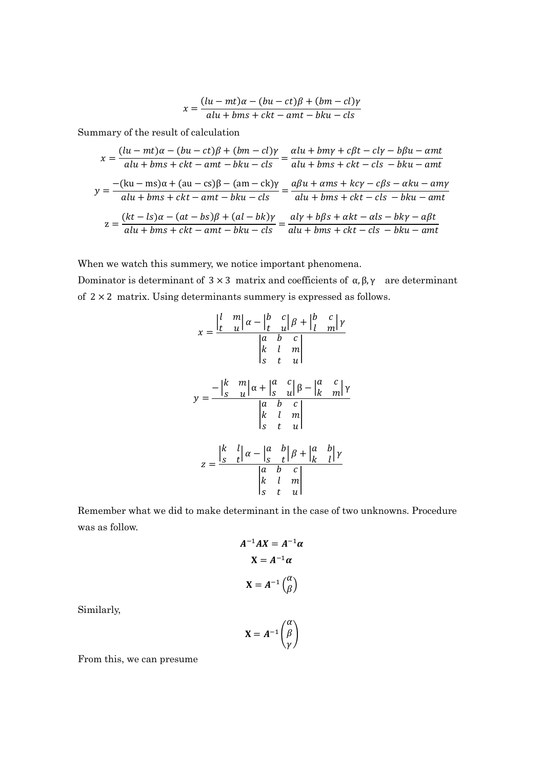$$x = \frac{(lu - mt)\alpha - (bu - ct)\beta + (bm - cl)\gamma}{alu + bms + ckt - amt - bku - cls}$$

Summary of the result of calculation

$$x = \frac{(lu - mt)\alpha - (bu - ct)\beta + (bm - cl)\gamma}{alu + bms + ckt - amt - bku - cls} = \frac{\alpha lu + bm\gamma + c\beta t - cl\gamma - b\beta u - \alpha mt}{alu + bms + ckt - cls - bku - amt}$$

$$y = \frac{-(\mathrm{ku} - \mathrm{ms})\alpha + (\mathrm{au} - \mathrm{cs})\beta - (\mathrm{am} - \mathrm{ck})\gamma}{alu + bms + ckt - amt - bku - cls} = \frac{a\beta u + \alpha ms + kc\gamma - c\beta s - \alpha ku - am\gamma}{alu + bms + ckt - cls - bku - amt}$$

$$\mathrm{z} = \frac{(kt - ls)\alpha - (at - bs)\beta + (al - bk)\gamma}{alu + bms + ckt - amt - bku - cls} = \frac{al\gamma + b\beta s + \alpha kt - \alpha ls - bk\gamma - a\beta t}{alu + bms + ckt - cls - bku - amt}$$

When we watch this summery, we notice important phenomena.
Dominator is determinant of $3 \times 3$ matrix and coefficients of $\alpha, \beta, \gamma$ are determinant of $2 \times 2$ matrix. Using determinants summery is expressed as follows.

$$x = \frac{\begin{vmatrix} l & m \\ t & u \end{vmatrix}\alpha - \begin{vmatrix} b & c \\ t & u \end{vmatrix}\beta + \begin{vmatrix} b & c \\ l & m \end{vmatrix}\gamma}{\begin{vmatrix} a & b & c \\ k & l & m \\ s & t & u \end{vmatrix}}$$

$$y = \frac{-\begin{vmatrix} k & m \\ s & u \end{vmatrix}\alpha + \begin{vmatrix} a & c \\ s & u \end{vmatrix}\beta - \begin{vmatrix} a & c \\ k & m \end{vmatrix}\gamma}{\begin{vmatrix} a & b & c \\ k & l & m \\ s & t & u \end{vmatrix}}$$

$$z = \frac{\begin{vmatrix} k & l \\ s & t \end{vmatrix}\alpha - \begin{vmatrix} a & b \\ s & t \end{vmatrix}\beta + \begin{vmatrix} a & b \\ k & l \end{vmatrix}\gamma}{\begin{vmatrix} a & b & c \\ k & l & m \\ s & t & u \end{vmatrix}}$$

Remember what we did to make determinant in the case of two unknowns. Procedure was as follow.

$$\boldsymbol{A}^{-1}\boldsymbol{A}\boldsymbol{X} = \boldsymbol{A}^{-1}\boldsymbol{\alpha}$$

$$\mathbf{X} = \boldsymbol{A}^{-1}\boldsymbol{\alpha}$$

$$\mathbf{X} = \boldsymbol{A}^{-1}\begin{pmatrix} \alpha \\ \beta \end{pmatrix}$$

Similarly,

$$\mathbf{X} = \boldsymbol{A}^{-1}\begin{pmatrix} \alpha \\ \beta \\ \gamma \end{pmatrix}$$

From this, we can presume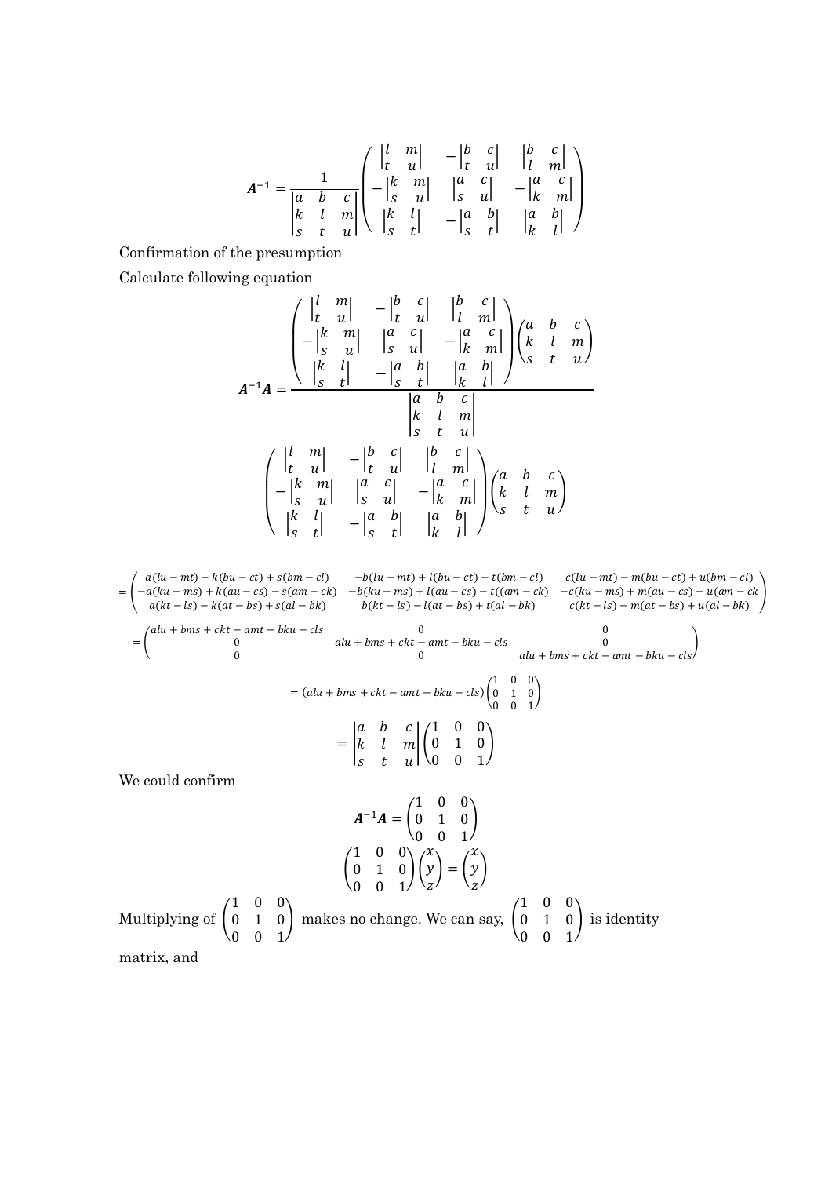$$
\boldsymbol{A}^{-1} = \frac{1}{\begin{vmatrix} a & b & c \\ k & l & m \\ s & t & u \end{vmatrix}} \begin{pmatrix} \begin{vmatrix} l & m \\ t & u \end{vmatrix} & -\begin{vmatrix} b & c \\ t & u \end{vmatrix} & \begin{vmatrix} b & c \\ l & m \end{vmatrix} \\ -\begin{vmatrix} k & m \\ s & u \end{vmatrix} & \begin{vmatrix} a & c \\ s & u \end{vmatrix} & -\begin{vmatrix} a & c \\ k & m \end{vmatrix} \\ \begin{vmatrix} k & l \\ s & t \end{vmatrix} & -\begin{vmatrix} a & b \\ s & t \end{vmatrix} & \begin{vmatrix} a & b \\ k & l \end{vmatrix} \end{pmatrix}
$$

Confirmation of the presumption

Calculate following equation

$$
\boldsymbol{A}^{-1}\boldsymbol{A} = \frac{\begin{pmatrix} \begin{vmatrix} l & m \\ t & u \end{vmatrix} & -\begin{vmatrix} b & c \\ t & u \end{vmatrix} & \begin{vmatrix} b & c \\ l & m \end{vmatrix} \\ -\begin{vmatrix} k & m \\ s & u \end{vmatrix} & \begin{vmatrix} a & c \\ s & u \end{vmatrix} & -\begin{vmatrix} a & c \\ k & m \end{vmatrix} \\ \begin{vmatrix} k & l \\ s & t \end{vmatrix} & -\begin{vmatrix} a & b \\ s & t \end{vmatrix} & \begin{vmatrix} a & b \\ k & l \end{vmatrix} \end{pmatrix} \begin{pmatrix} a & b & c \\ k & l & m \\ s & t & u \end{pmatrix}}{\begin{vmatrix} a & b & c \\ k & l & m \\ s & t & u \end{vmatrix}}
$$

$$
\begin{pmatrix} \begin{vmatrix} l & m \\ t & u \end{vmatrix} & -\begin{vmatrix} b & c \\ t & u \end{vmatrix} & \begin{vmatrix} b & c \\ l & m \end{vmatrix} \\ -\begin{vmatrix} k & m \\ s & u \end{vmatrix} & \begin{vmatrix} a & c \\ s & u \end{vmatrix} & -\begin{vmatrix} a & c \\ k & m \end{vmatrix} \\ \begin{vmatrix} k & l \\ s & t \end{vmatrix} & -\begin{vmatrix} a & b \\ s & t \end{vmatrix} & \begin{vmatrix} a & b \\ k & l \end{vmatrix} \end{pmatrix} \begin{pmatrix} a & b & c \\ k & l & m \\ s & t & u \end{pmatrix}
$$

$$
= \begin{pmatrix} a(lu-mt) - k(bu-ct) + s(bm-cl) & -b(lu-mt) + l(bu-ct) - t(bm-cl) & c(lu-mt) - m(bu-ct) + u(bm-cl) \\ -a(ku-ms) + k(au-cs) - s(am-ck) & -b(ku-ms) + l(au-cs) - t((am-ck) & -c(ku-ms) + m(au-cs) - u(am-ck \\ a(kt-ls) - k(at-bs) + s(al-bk) & b(kt-ls) - l(at-bs) + t(al-bk) & c(kt-ls) - m(at-bs) + u(al-bk) \end{pmatrix}
$$

$$
= \begin{pmatrix} alu + bms + ckt - amt - bku - cls & 0 & 0 \\ 0 & alu + bms + ckt - amt - bku - cls & 0 \\ 0 & 0 & alu + bms + ckt - amt - bku - cls \end{pmatrix}
$$

$$
= (alu + bms + ckt - amt - bku - cls) \begin{pmatrix} 1 & 0 & 0 \\ 0 & 1 & 0 \\ 0 & 0 & 1 \end{pmatrix}
$$

$$
= \begin{vmatrix} a & b & c \\ k & l & m \\ s & t & u \end{vmatrix} \begin{pmatrix} 1 & 0 & 0 \\ 0 & 1 & 0 \\ 0 & 0 & 1 \end{pmatrix}
$$

We could confirm

$$
\boldsymbol{A}^{-1}\boldsymbol{A} = \begin{pmatrix} 1 & 0 & 0 \\ 0 & 1 & 0 \\ 0 & 0 & 1 \end{pmatrix}
$$

$$
\begin{pmatrix} 1 & 0 & 0 \\ 0 & 1 & 0 \\ 0 & 0 & 1 \end{pmatrix} \begin{pmatrix} x \\ y \\ z \end{pmatrix} = \begin{pmatrix} x \\ y \\ z \end{pmatrix}
$$

Multiplying of $\begin{pmatrix} 1 & 0 & 0 \\ 0 & 1 & 0 \\ 0 & 0 & 1 \end{pmatrix}$ makes no change. We can say, $\begin{pmatrix} 1 & 0 & 0 \\ 0 & 1 & 0 \\ 0 & 0 & 1 \end{pmatrix}$ is identity matrix, and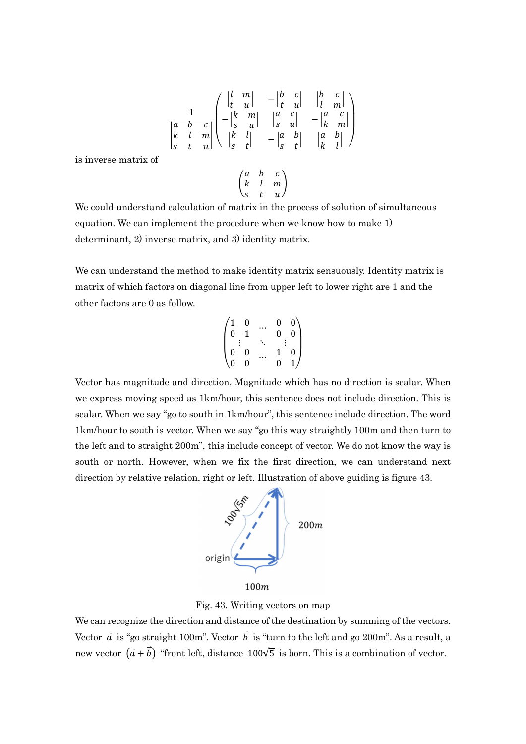$$\frac{1}{\begin{vmatrix} a & b & c \\ k & l & m \\ s & t & u \end{vmatrix}} \begin{pmatrix} \begin{vmatrix} l & m \\ t & u \end{vmatrix} & -\begin{vmatrix} b & c \\ t & u \end{vmatrix} & \begin{vmatrix} b & c \\ l & m \end{vmatrix} \\ -\begin{vmatrix} k & m \\ s & u \end{vmatrix} & \begin{vmatrix} a & c \\ s & u \end{vmatrix} & -\begin{vmatrix} a & c \\ k & m \end{vmatrix} \\ \begin{vmatrix} k & l \\ s & t \end{vmatrix} & -\begin{vmatrix} a & b \\ s & t \end{vmatrix} & \begin{vmatrix} a & b \\ k & l \end{vmatrix} \end{pmatrix}$$

is inverse matrix of

$$\begin{pmatrix} a & b & c \\ k & l & m \\ s & t & u \end{pmatrix}$$

We could understand calculation of matrix in the process of solution of simultaneous equation. We can implement the procedure when we know how to make 1) determinant, 2) inverse matrix, and 3) identity matrix.

We can understand the method to make identity matrix sensuously. Identity matrix is matrix of which factors on diagonal line from upper left to lower right are 1 and the other factors are 0 as follow.

$$\begin{pmatrix} 1 & 0 & \cdots & 0 & 0 \\ 0 & 1 & & 0 & 0 \\ \vdots & & \ddots & & \vdots \\ 0 & 0 & & 1 & 0 \\ 0 & 0 & \cdots & 0 & 1 \end{pmatrix}$$

Vector has magnitude and direction. Magnitude which has no direction is scalar. When we express moving speed as 1km/hour, this sentence does not include direction. This is scalar. When we say "go to south in 1km/hour", this sentence include direction. The word 1km/hour to south is vector. When we say "go this way straightly 100m and then turn to the left and to straight 200m", this include concept of vector. We do not know the way is south or north. However, when we fix the first direction, we can understand next direction by relative relation, right or left. Illustration of above guiding is figure 43.

Fig. 43. Writing vectors on map

We can recognize the direction and distance of the destination by summing of the vectors. Vector $\vec{a}$ is "go straight 100m". Vector $\vec{b}$ is "turn to the left and go 200m". As a result, a new vector $(\vec{a}+\vec{b})$ "front left, distance $100\sqrt{5}$ is born. This is a combination of vector.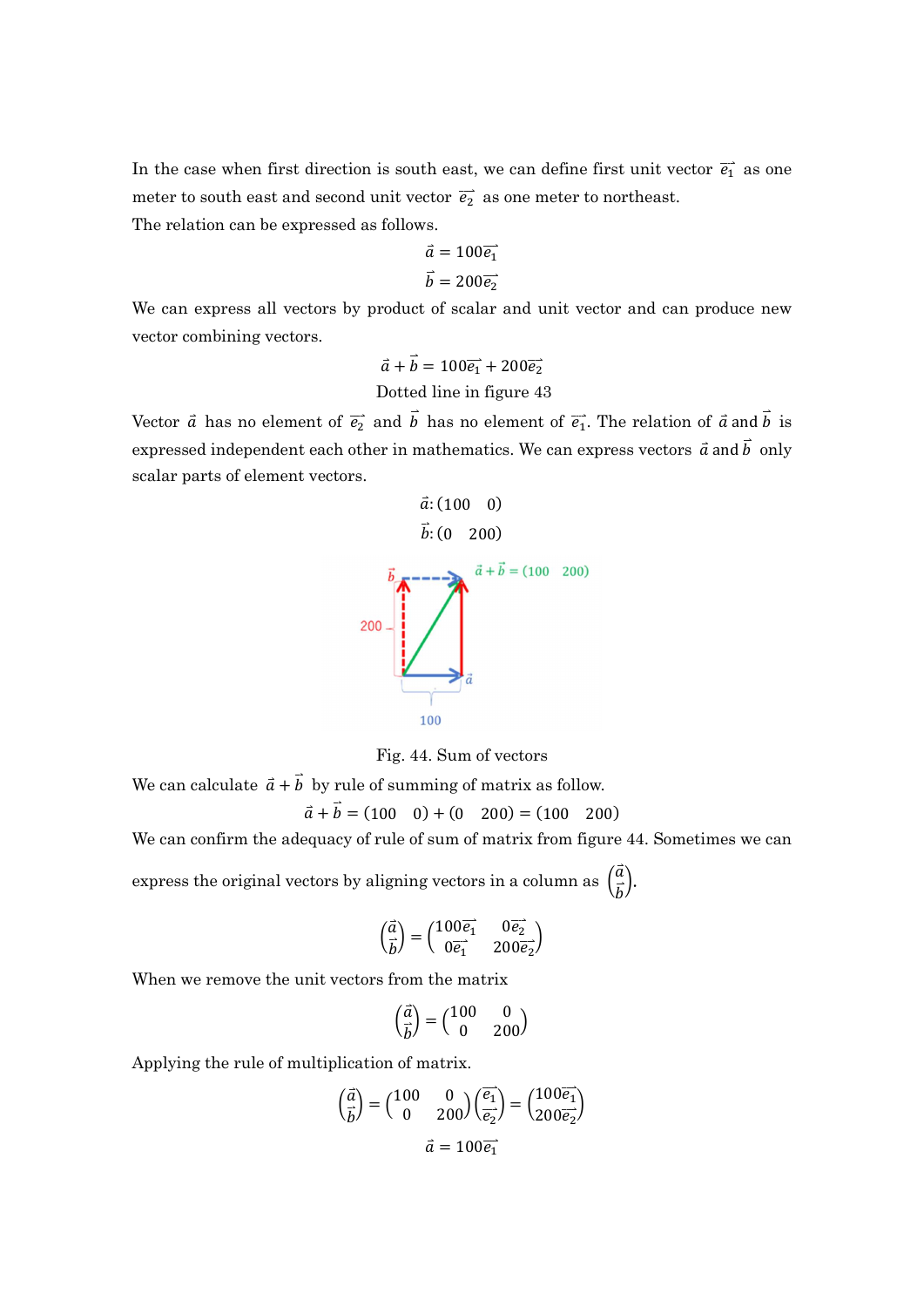In the case when first direction is south east, we can define first unit vector $\vec{e_1}$ as one meter to south east and second unit vector $\vec{e_2}$ as one meter to northeast.

The relation can be expressed as follows.

$$\vec{a} = 100\vec{e_1}$$

$$\vec{b} = 200\vec{e_2}$$

We can express all vectors by product of scalar and unit vector and can produce new vector combining vectors.

$$\vec{a} + \vec{b} = 100\vec{e_1} + 200\vec{e_2}$$

Dotted line in figure 43

Vector $\vec{a}$ has no element of $\vec{e_2}$ and $\vec{b}$ has no element of $\vec{e_1}$. The relation of $\vec{a}$ and $\vec{b}$ is expressed independent each other in mathematics. We can express vectors $\vec{a}$ and $\vec{b}$ only scalar parts of element vectors.

$$\vec{a}: (100 \quad 0)$$

$$\vec{b}: (0 \quad 200)$$

Fig. 44. Sum of vectors

We can calculate $\vec{a} + \vec{b}$ by rule of summing of matrix as follow.

$$\vec{a} + \vec{b} = (100 \quad 0) + (0 \quad 200) = (100 \quad 200)$$

We can confirm the adequacy of rule of sum of matrix from figure 44. Sometimes we can express the original vectors by aligning vectors in a column as $\begin{pmatrix} \vec{a} \\ \vec{b} \end{pmatrix}$.

$$\begin{pmatrix} \vec{a} \\ \vec{b} \end{pmatrix} = \begin{pmatrix} 100\vec{e_1} & 0\vec{e_2} \\ 0\vec{e_1} & 200\vec{e_2} \end{pmatrix}$$

When we remove the unit vectors from the matrix

$$\begin{pmatrix} \vec{a} \\ \vec{b} \end{pmatrix} = \begin{pmatrix} 100 & 0 \\ 0 & 200 \end{pmatrix}$$

Applying the rule of multiplication of matrix.

$$\begin{pmatrix} \vec{a} \\ \vec{b} \end{pmatrix} = \begin{pmatrix} 100 & 0 \\ 0 & 200 \end{pmatrix} \begin{pmatrix} \vec{e_1} \\ \vec{e_2} \end{pmatrix} = \begin{pmatrix} 100\vec{e_1} \\ 200\vec{e_2} \end{pmatrix}$$

$$\vec{a} = 100\vec{e_1}$$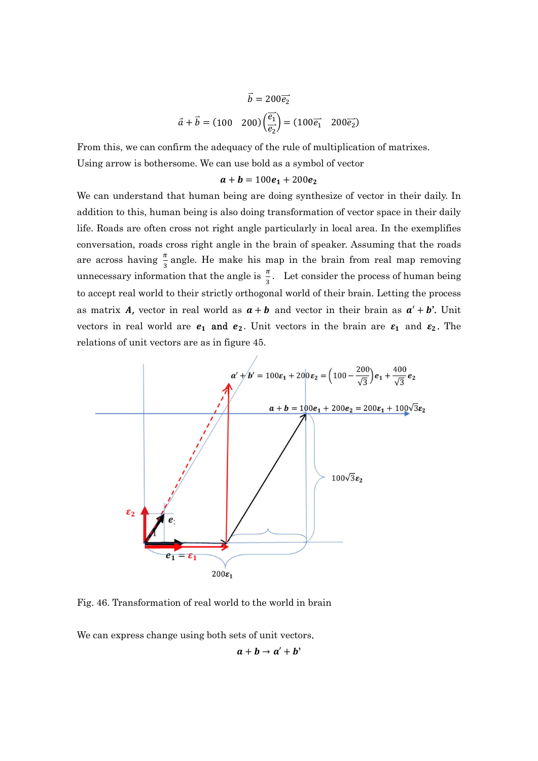$$\vec{b} = 200\vec{e_2}$$

$$\vec{a} + \vec{b} = (100 \quad 200)\begin{pmatrix}\vec{e_1} \\ \vec{e_2}\end{pmatrix} = (100\vec{e_1} \quad 200\vec{e_2})$$

From this, we can confirm the adequacy of the rule of multiplication of matrixes.

Using arrow is bothersome. We can use bold as a symbol of vector

$$\boldsymbol{a} + \boldsymbol{b} = 100\boldsymbol{e_1} + 200\boldsymbol{e_2}$$

We can understand that human being are doing synthesize of vector in their daily. In addition to this, human being is also doing transformation of vector space in their daily life. Roads are often cross not right angle particularly in local area. In the exemplifies conversation, roads cross right angle in the brain of speaker. Assuming that the roads are across having $\frac{\pi}{3}$ angle. He make his map in the brain from real map removing unnecessary information that the angle is $\frac{\pi}{3}$. Let consider the process of human being to accept real world to their strictly orthogonal world of their brain. Letting the process as matrix $\boldsymbol{A}$, vector in real world as $\boldsymbol{a} + \boldsymbol{b}$ and vector in their brain as $\boldsymbol{a}' + \boldsymbol{b}'$. Unit vectors in real world are $\boldsymbol{e_1}$ and $\boldsymbol{e_2}$. Unit vectors in the brain are $\boldsymbol{\varepsilon_1}$ and $\boldsymbol{\varepsilon_2}$. The relations of unit vectors are as in figure 45.

$$\boldsymbol{a}' + \boldsymbol{b}' = 100\boldsymbol{\varepsilon_1} + 200\boldsymbol{\varepsilon_2} = \left(100 - \frac{200}{\sqrt{3}}\right)\boldsymbol{e_1} + \frac{400}{\sqrt{3}}\boldsymbol{e_2}$$

$$\boldsymbol{a} + \boldsymbol{b} = 100\boldsymbol{e_1} + 200\boldsymbol{e_2} = 200\boldsymbol{\varepsilon_1} + 100\sqrt{3}\boldsymbol{\varepsilon_2}$$

$100\sqrt{3}\boldsymbol{\varepsilon_2}$

$\boldsymbol{\varepsilon_2}$ $\boldsymbol{e_2}$

$\boldsymbol{e_1} = \boldsymbol{\varepsilon_1}$

$200\boldsymbol{\varepsilon_1}$

Fig. 46. Transformation of real world to the world in brain

We can express change using both sets of unit vectors.

$$\boldsymbol{a} + \boldsymbol{b} \rightarrow \boldsymbol{a}' + \boldsymbol{b}'$$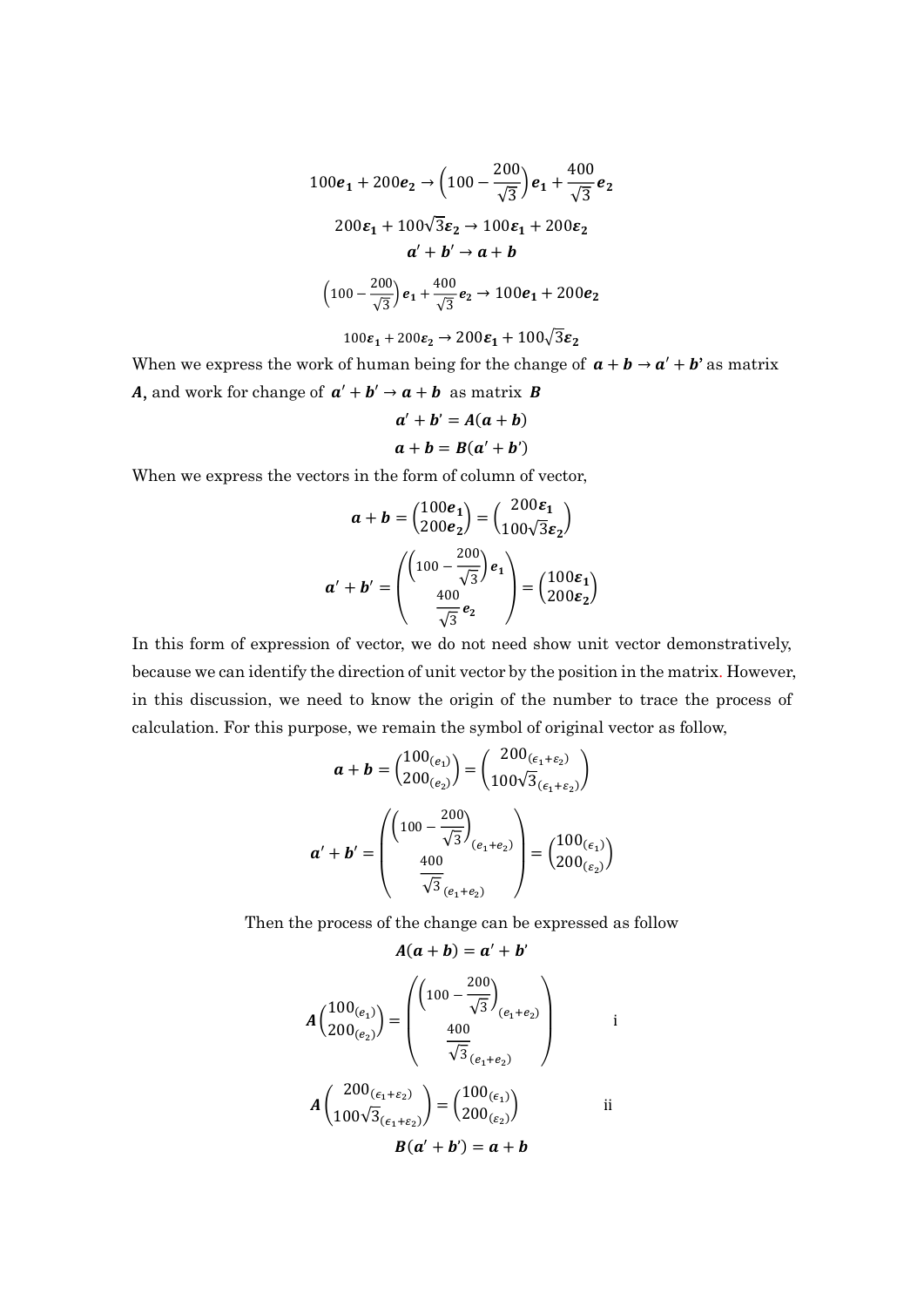$$100\boldsymbol{e_1} + 200\boldsymbol{e_2} \rightarrow \left(100 - \frac{200}{\sqrt{3}}\right)\boldsymbol{e_1} + \frac{400}{\sqrt{3}}\boldsymbol{e_2}$$

$$200\boldsymbol{\varepsilon_1} + 100\sqrt{3}\boldsymbol{\varepsilon_2} \rightarrow 100\boldsymbol{\varepsilon_1} + 200\boldsymbol{\varepsilon_2}$$

$$\boldsymbol{a' + b' \rightarrow a + b}$$

$$\left(100 - \frac{200}{\sqrt{3}}\right)\boldsymbol{e_1} + \frac{400}{\sqrt{3}}\boldsymbol{e_2} \rightarrow 100\boldsymbol{e_1} + 200\boldsymbol{e_2}$$

$$100\boldsymbol{\varepsilon_1} + 200\boldsymbol{\varepsilon_2} \rightarrow 200\boldsymbol{\varepsilon_1} + 100\sqrt{3}\boldsymbol{\varepsilon_2}$$

When we express the work of human being for the change of $\boldsymbol{a + b \rightarrow a' + b'}$ as matrix $\boldsymbol{A}$, and work for change of $\boldsymbol{a' + b' \rightarrow a + b}$ as matrix $\boldsymbol{B}$

$$\boldsymbol{a' + b' = A(a + b)}$$

$$\boldsymbol{a + b = B(a' + b')}$$

When we express the vectors in the form of column of vector,

$$\boldsymbol{a + b} = \begin{pmatrix} 100\boldsymbol{e_1} \\ 200\boldsymbol{e_2} \end{pmatrix} = \begin{pmatrix} 200\boldsymbol{\varepsilon_1} \\ 100\sqrt{3}\boldsymbol{\varepsilon_2} \end{pmatrix}$$

$$\boldsymbol{a' + b'} = \begin{pmatrix} \left(100 - \frac{200}{\sqrt{3}}\right)\boldsymbol{e_1} \\ \frac{400}{\sqrt{3}}\boldsymbol{e_2} \end{pmatrix} = \begin{pmatrix} 100\boldsymbol{\varepsilon_1} \\ 200\boldsymbol{\varepsilon_2} \end{pmatrix}$$

In this form of expression of vector, we do not need show unit vector demonstratively, because we can identify the direction of unit vector by the position in the matrix. However, in this discussion, we need to know the origin of the number to trace the process of calculation. For this purpose, we remain the symbol of original vector as follow,

$$\boldsymbol{a + b} = \begin{pmatrix} 100_{(e_1)} \\ 200_{(e_2)} \end{pmatrix} = \begin{pmatrix} 200_{(\epsilon_1 + \varepsilon_2)} \\ 100\sqrt{3}_{(\epsilon_1 + \varepsilon_2)} \end{pmatrix}$$

$$\boldsymbol{a' + b'} = \begin{pmatrix} \left(100 - \frac{200}{\sqrt{3}}\right)_{(e_1 + e_2)} \\ \frac{400}{\sqrt{3}}_{(e_1 + e_2)} \end{pmatrix} = \begin{pmatrix} 100_{(\epsilon_1)} \\ 200_{(\varepsilon_2)} \end{pmatrix}$$

Then the process of the change can be expressed as follow

$$\boldsymbol{A(a + b) = a' + b'}$$

$$\boldsymbol{A}\begin{pmatrix} 100_{(e_1)} \\ 200_{(e_2)} \end{pmatrix} = \begin{pmatrix} \left(100 - \frac{200}{\sqrt{3}}\right)_{(e_1 + e_2)} \\ \frac{400}{\sqrt{3}}_{(e_1 + e_2)} \end{pmatrix} \qquad \text{i}$$

$$\boldsymbol{A}\begin{pmatrix} 200_{(\epsilon_1 + \varepsilon_2)} \\ 100\sqrt{3}_{(\epsilon_1 + \varepsilon_2)} \end{pmatrix} = \begin{pmatrix} 100_{(\epsilon_1)} \\ 200_{(\varepsilon_2)} \end{pmatrix} \qquad \text{ii}$$

$$\boldsymbol{B(a' + b') = a + b}$$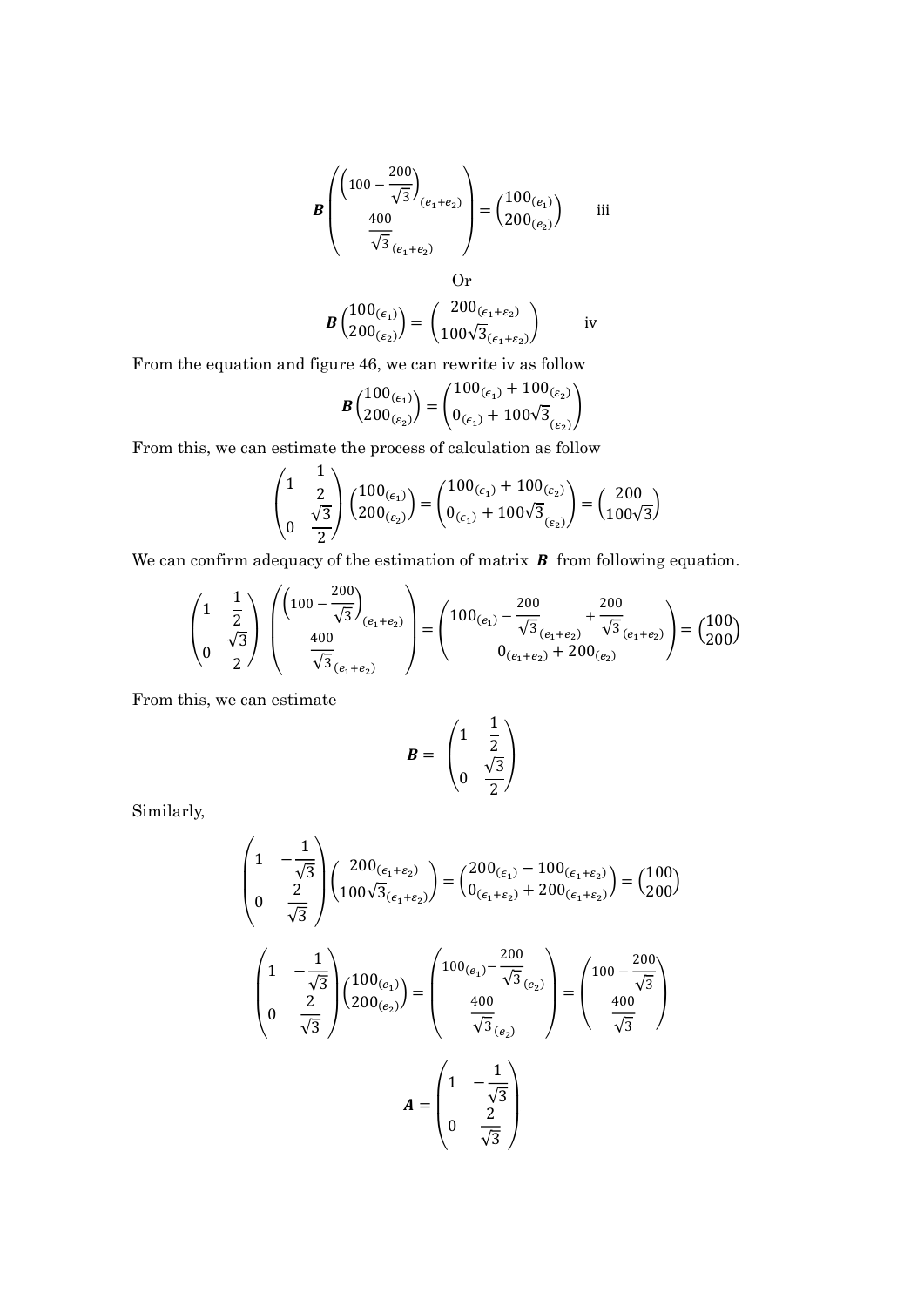$$\boldsymbol{B}\begin{pmatrix} \left(100-\dfrac{200}{\sqrt{3}}\right)_{(e_1+e_2)} \\ \dfrac{400}{\sqrt{3}}_{(e_1+e_2)} \end{pmatrix} = \begin{pmatrix} 100_{(e_1)} \\ 200_{(e_2)} \end{pmatrix} \qquad \text{iii}$$

Or

$$\boldsymbol{B}\begin{pmatrix} 100_{(\epsilon_1)} \\ 200_{(\varepsilon_2)} \end{pmatrix} = \begin{pmatrix} 200_{(\epsilon_1+\varepsilon_2)} \\ 100\sqrt{3}_{(\epsilon_1+\varepsilon_2)} \end{pmatrix} \qquad \text{iv}$$

From the equation and figure 46, we can rewrite iv as follow

$$\boldsymbol{B}\begin{pmatrix} 100_{(\epsilon_1)} \\ 200_{(\varepsilon_2)} \end{pmatrix} = \begin{pmatrix} 100_{(\epsilon_1)} + 100_{(\varepsilon_2)} \\ 0_{(\epsilon_1)} + 100\sqrt{3}_{(\varepsilon_2)} \end{pmatrix}$$

From this, we can estimate the process of calculation as follow

$$\begin{pmatrix} 1 & \dfrac{1}{2} \\ 0 & \dfrac{\sqrt{3}}{2} \end{pmatrix}\begin{pmatrix} 100_{(\epsilon_1)} \\ 200_{(\varepsilon_2)} \end{pmatrix} = \begin{pmatrix} 100_{(\epsilon_1)} + 100_{(\varepsilon_2)} \\ 0_{(\epsilon_1)} + 100\sqrt{3}_{(\varepsilon_2)} \end{pmatrix} = \begin{pmatrix} 200 \\ 100\sqrt{3} \end{pmatrix}$$

We can confirm adequacy of the estimation of matrix $\boldsymbol{B}$ from following equation.

$$\begin{pmatrix} 1 & \dfrac{1}{2} \\ 0 & \dfrac{\sqrt{3}}{2} \end{pmatrix}\begin{pmatrix} \left(100-\dfrac{200}{\sqrt{3}}\right)_{(e_1+e_2)} \\ \dfrac{400}{\sqrt{3}}_{(e_1+e_2)} \end{pmatrix} = \begin{pmatrix} 100_{(e_1)} - \dfrac{200}{\sqrt{3}}_{(e_1+e_2)} + \dfrac{200}{\sqrt{3}}_{(e_1+e_2)} \\ 0_{(e_1+e_2)} + 200_{(e_2)} \end{pmatrix} = \begin{pmatrix} 100 \\ 200 \end{pmatrix}$$

From this, we can estimate

$$\boldsymbol{B} = \begin{pmatrix} 1 & \dfrac{1}{2} \\ 0 & \dfrac{\sqrt{3}}{2} \end{pmatrix}$$

Similarly,

$$\begin{pmatrix} 1 & -\dfrac{1}{\sqrt{3}} \\ 0 & \dfrac{2}{\sqrt{3}} \end{pmatrix}\begin{pmatrix} 200_{(\epsilon_1+\varepsilon_2)} \\ 100\sqrt{3}_{(\epsilon_1+\varepsilon_2)} \end{pmatrix} = \begin{pmatrix} 200_{(\epsilon_1)} - 100_{(\epsilon_1+\varepsilon_2)} \\ 0_{(\epsilon_1+\varepsilon_2)} + 200_{(\epsilon_1+\varepsilon_2)} \end{pmatrix} = \begin{pmatrix} 100 \\ 200 \end{pmatrix}$$

$$\begin{pmatrix} 1 & -\dfrac{1}{\sqrt{3}} \\ 0 & \dfrac{2}{\sqrt{3}} \end{pmatrix}\begin{pmatrix} 100_{(e_1)} \\ 200_{(e_2)} \end{pmatrix} = \begin{pmatrix} 100_{(e_1)} - \dfrac{200}{\sqrt{3}}_{(e_2)} \\ \dfrac{400}{\sqrt{3}}_{(e_2)} \end{pmatrix} = \begin{pmatrix} 100 - \dfrac{200}{\sqrt{3}} \\ \dfrac{400}{\sqrt{3}} \end{pmatrix}$$

$$\boldsymbol{A} = \begin{pmatrix} 1 & -\dfrac{1}{\sqrt{3}} \\ 0 & \dfrac{2}{\sqrt{3}} \end{pmatrix}$$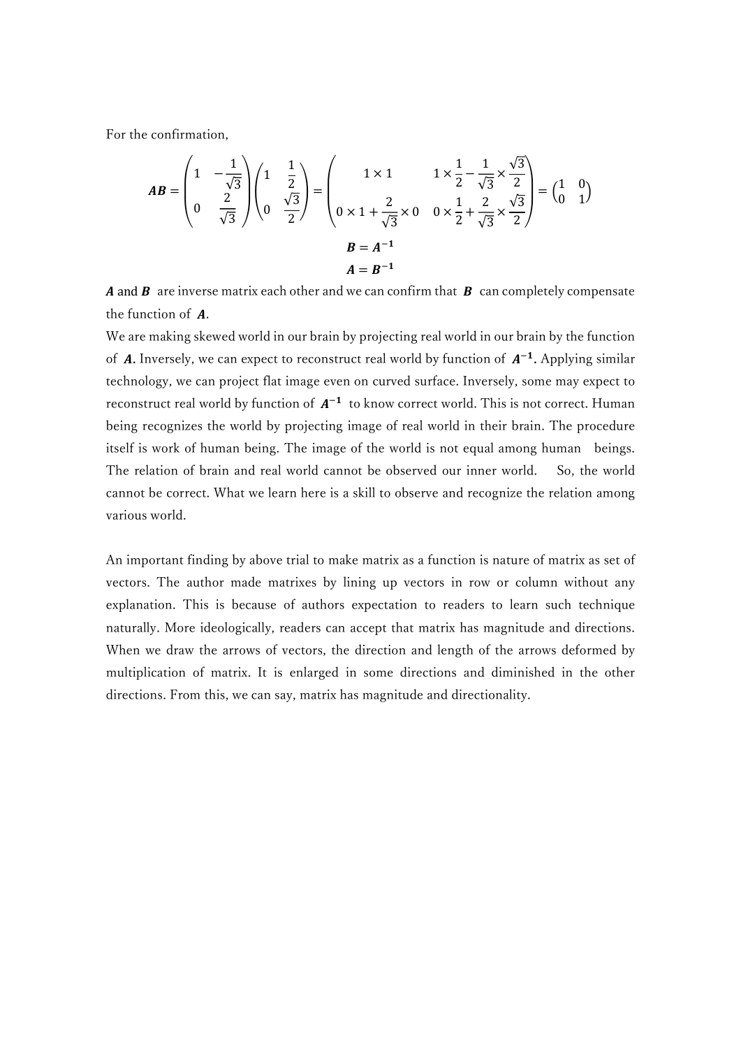For the confirmation,

$$\boldsymbol{AB} = \begin{pmatrix} 1 & -\dfrac{1}{\sqrt{3}} \\ 0 & \dfrac{2}{\sqrt{3}} \end{pmatrix} \begin{pmatrix} 1 & \dfrac{1}{2} \\ 0 & \dfrac{\sqrt{3}}{2} \end{pmatrix} = \begin{pmatrix} 1 \times 1 & 1 \times \dfrac{1}{2} - \dfrac{1}{\sqrt{3}} \times \dfrac{\sqrt{3}}{2} \\ 0 \times 1 + \dfrac{2}{\sqrt{3}} \times 0 & 0 \times \dfrac{1}{2} + \dfrac{2}{\sqrt{3}} \times \dfrac{\sqrt{3}}{2} \end{pmatrix} = \begin{pmatrix} 1 & 0 \\ 0 & 1 \end{pmatrix}$$

$$\boldsymbol{B} = \boldsymbol{A^{-1}}$$

$$\boldsymbol{A} = \boldsymbol{B^{-1}}$$

$\boldsymbol{A}$ and $\boldsymbol{B}$ are inverse matrix each other and we can confirm that $\boldsymbol{B}$ can completely compensate the function of $\boldsymbol{A}$.

We are making skewed world in our brain by projecting real world in our brain by the function of $\boldsymbol{A}$. Inversely, we can expect to reconstruct real world by function of $\boldsymbol{A^{-1}}$. Applying similar technology, we can project flat image even on curved surface. Inversely, some may expect to reconstruct real world by function of $\boldsymbol{A^{-1}}$ to know correct world. This is not correct. Human being recognizes the world by projecting image of real world in their brain. The procedure itself is work of human being. The image of the world is not equal among human beings. The relation of brain and real world cannot be observed our inner world. So, the world cannot be correct. What we learn here is a skill to observe and recognize the relation among various world.

An important finding by above trial to make matrix as a function is nature of matrix as set of vectors. The author made matrixes by lining up vectors in row or column without any explanation. This is because of authors expectation to readers to learn such technique naturally. More ideologically, readers can accept that matrix has magnitude and directions. When we draw the arrows of vectors, the direction and length of the arrows deformed by multiplication of matrix. It is enlarged in some directions and diminished in the other directions. From this, we can say, matrix has magnitude and directionality.